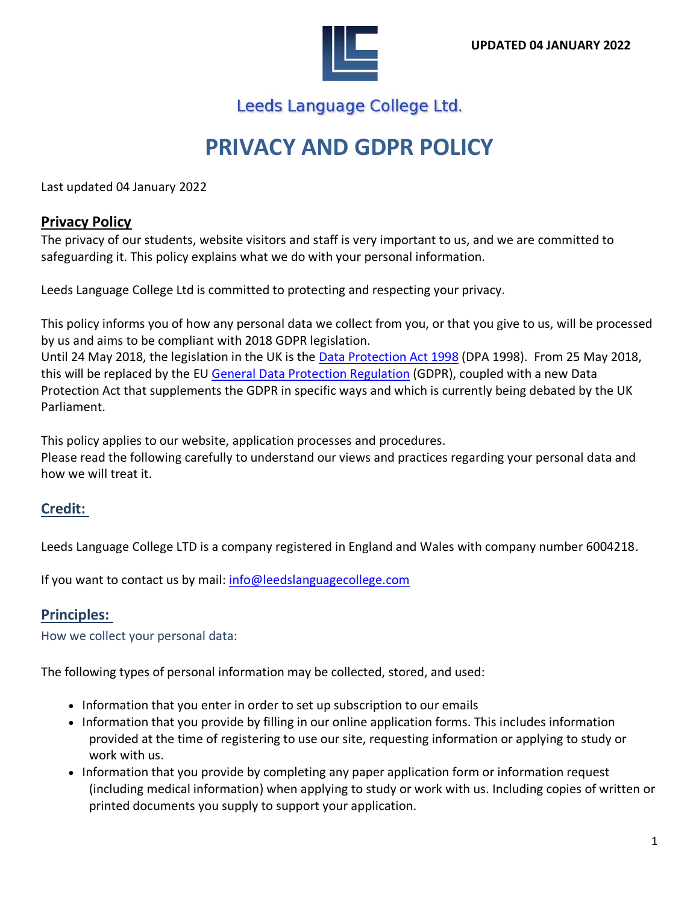UPDATED 04 JANUARY 2022

Leeds Language College Ltd.

# PRIVACY AND GDPR POLICY

Last updated 04 January 2022

## Privacy Policy

The privacy of our students, website visitors and staff is very important to us, and we are committed to safeguarding it. This policy explains what we do with your personal information.

Leeds Language College Ltd is committed to protecting and respecting your privacy.

This policy informs you of how any personal data we collect from you, or that you give to us, will be processed by us and aims to be compliant with 2018 GDPR legislation.
Until 24 May 2018, the legislation in the UK is the Data Protection Act 1998 (DPA 1998). From 25 May 2018, this will be replaced by the EU General Data Protection Regulation (GDPR), coupled with a new Data Protection Act that supplements the GDPR in specific ways and which is currently being debated by the UK Parliament.

This policy applies to our website, application processes and procedures.
Please read the following carefully to understand our views and practices regarding your personal data and how we will treat it.

## Credit:

Leeds Language College LTD is a company registered in England and Wales with company number 6004218.

If you want to contact us by mail: info@leedslanguagecollege.com

## Principles:

### How we collect your personal data:

The following types of personal information may be collected, stored, and used:

- Information that you enter in order to set up subscription to our emails
- Information that you provide by filling in our online application forms. This includes information provided at the time of registering to use our site, requesting information or applying to study or work with us.
- Information that you provide by completing any paper application form or information request (including medical information) when applying to study or work with us. Including copies of written or printed documents you supply to support your application.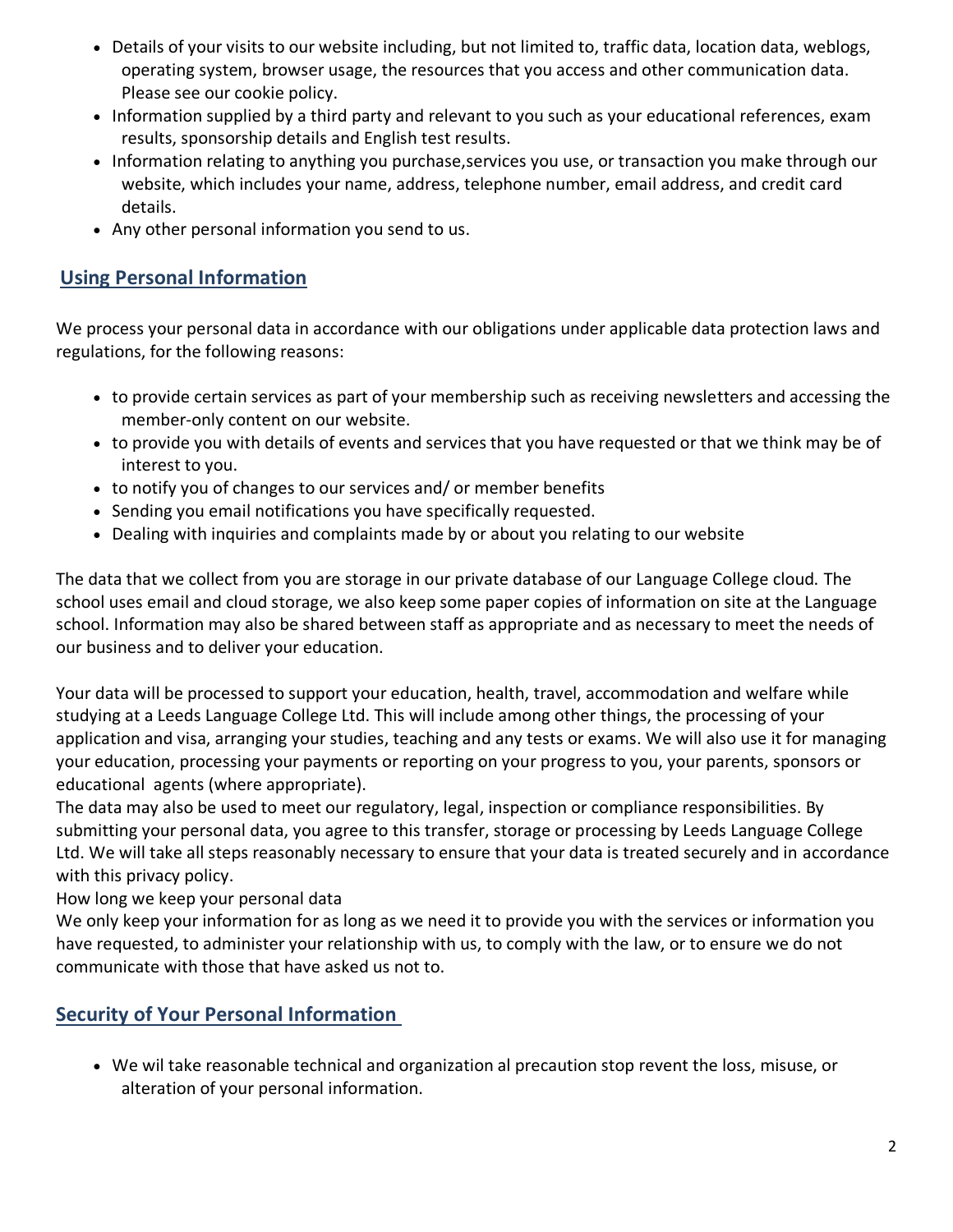- Details of your visits to our website including, but not limited to, traffic data, location data, weblogs, operating system, browser usage, the resources that you access and other communication data. Please see our cookie policy.
- Information supplied by a third party and relevant to you such as your educational references, exam results, sponsorship details and English test results.
- Information relating to anything you purchase,services you use, or transaction you make through our website, which includes your name, address, telephone number, email address, and credit card details.
- Any other personal information you send to us.

## Using Personal Information

We process your personal data in accordance with our obligations under applicable data protection laws and regulations, for the following reasons:

- to provide certain services as part of your membership such as receiving newsletters and accessing the member-only content on our website.
- to provide you with details of events and services that you have requested or that we think may be of interest to you.
- to notify you of changes to our services and/ or member benefits
- Sending you email notifications you have specifically requested.
- Dealing with inquiries and complaints made by or about you relating to our website

The data that we collect from you are storage in our private database of our Language College cloud. The school uses email and cloud storage, we also keep some paper copies of information on site at the Language school. Information may also be shared between staff as appropriate and as necessary to meet the needs of our business and to deliver your education.

Your data will be processed to support your education, health, travel, accommodation and welfare while studying at a Leeds Language College Ltd. This will include among other things, the processing of your application and visa, arranging your studies, teaching and any tests or exams. We will also use it for managing your education, processing your payments or reporting on your progress to you, your parents, sponsors or educational agents (where appropriate).
The data may also be used to meet our regulatory, legal, inspection or compliance responsibilities. By submitting your personal data, you agree to this transfer, storage or processing by Leeds Language College Ltd. We will take all steps reasonably necessary to ensure that your data is treated securely and in accordance with this privacy policy.
How long we keep your personal data
We only keep your information for as long as we need it to provide you with the services or information you have requested, to administer your relationship with us, to comply with the law, or to ensure we do not communicate with those that have asked us not to.

## Security of Your Personal Information

- We wil take reasonable technical and organization al precaution stop revent the loss, misuse, or alteration of your personal information.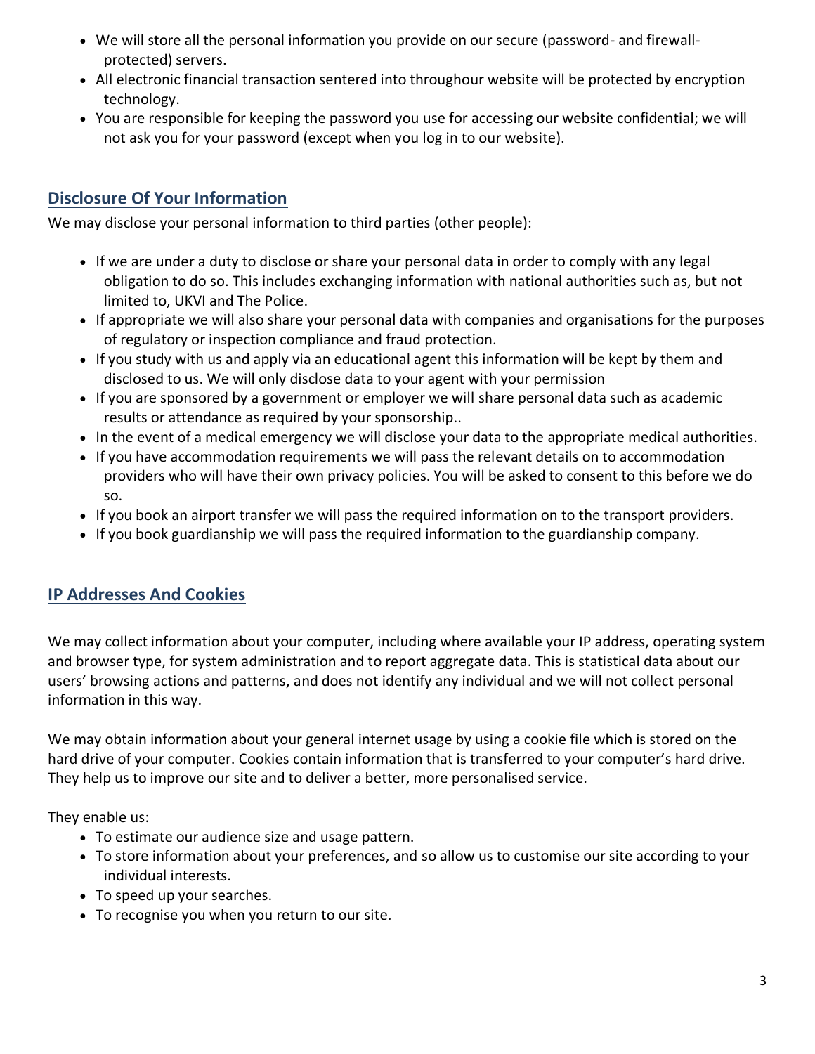- We will store all the personal information you provide on our secure (password- and firewall-protected) servers.
- All electronic financial transaction sentered into throughour website will be protected by encryption technology.
- You are responsible for keeping the password you use for accessing our website confidential; we will not ask you for your password (except when you log in to our website).

## Disclosure Of Your Information

We may disclose your personal information to third parties (other people):

- If we are under a duty to disclose or share your personal data in order to comply with any legal obligation to do so. This includes exchanging information with national authorities such as, but not limited to, UKVI and The Police.
- If appropriate we will also share your personal data with companies and organisations for the purposes of regulatory or inspection compliance and fraud protection.
- If you study with us and apply via an educational agent this information will be kept by them and disclosed to us. We will only disclose data to your agent with your permission
- If you are sponsored by a government or employer we will share personal data such as academic results or attendance as required by your sponsorship..
- In the event of a medical emergency we will disclose your data to the appropriate medical authorities.
- If you have accommodation requirements we will pass the relevant details on to accommodation providers who will have their own privacy policies. You will be asked to consent to this before we do so.
- If you book an airport transfer we will pass the required information on to the transport providers.
- If you book guardianship we will pass the required information to the guardianship company.

## IP Addresses And Cookies

We may collect information about your computer, including where available your IP address, operating system and browser type, for system administration and to report aggregate data. This is statistical data about our users' browsing actions and patterns, and does not identify any individual and we will not collect personal information in this way.

We may obtain information about your general internet usage by using a cookie file which is stored on the hard drive of your computer. Cookies contain information that is transferred to your computer's hard drive. They help us to improve our site and to deliver a better, more personalised service.

They enable us:

- To estimate our audience size and usage pattern.
- To store information about your preferences, and so allow us to customise our site according to your individual interests.
- To speed up your searches.
- To recognise you when you return to our site.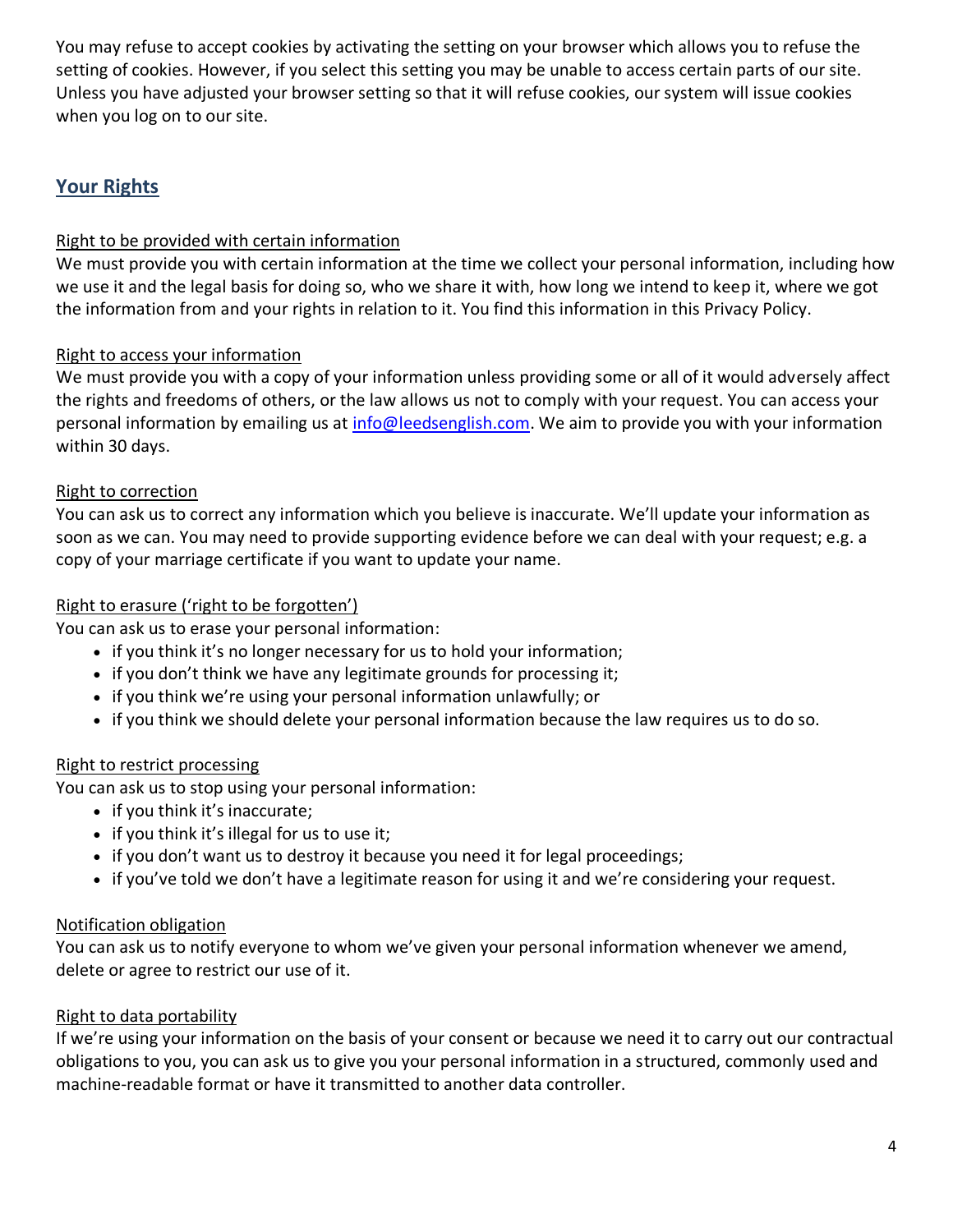You may refuse to accept cookies by activating the setting on your browser which allows you to refuse the setting of cookies. However, if you select this setting you may be unable to access certain parts of our site. Unless you have adjusted your browser setting so that it will refuse cookies, our system will issue cookies when you log on to our site.

## Your Rights

Right to be provided with certain information

We must provide you with certain information at the time we collect your personal information, including how we use it and the legal basis for doing so, who we share it with, how long we intend to keep it, where we got the information from and your rights in relation to it. You find this information in this Privacy Policy.

Right to access your information

We must provide you with a copy of your information unless providing some or all of it would adversely affect the rights and freedoms of others, or the law allows us not to comply with your request. You can access your personal information by emailing us at [info@leedsenglish.com](mailto:info@leedsenglish.com). We aim to provide you with your information within 30 days.

Right to correction

You can ask us to correct any information which you believe is inaccurate. We'll update your information as soon as we can. You may need to provide supporting evidence before we can deal with your request; e.g. a copy of your marriage certificate if you want to update your name.

Right to erasure ('right to be forgotten')

You can ask us to erase your personal information:

- if you think it's no longer necessary for us to hold your information;
- if you don't think we have any legitimate grounds for processing it;
- if you think we're using your personal information unlawfully; or
- if you think we should delete your personal information because the law requires us to do so.

Right to restrict processing

You can ask us to stop using your personal information:

- if you think it's inaccurate;
- if you think it's illegal for us to use it;
- if you don't want us to destroy it because you need it for legal proceedings;
- if you've told we don't have a legitimate reason for using it and we're considering your request.

Notification obligation

You can ask us to notify everyone to whom we've given your personal information whenever we amend, delete or agree to restrict our use of it.

Right to data portability

If we're using your information on the basis of your consent or because we need it to carry out our contractual obligations to you, you can ask us to give you your personal information in a structured, commonly used and machine-readable format or have it transmitted to another data controller.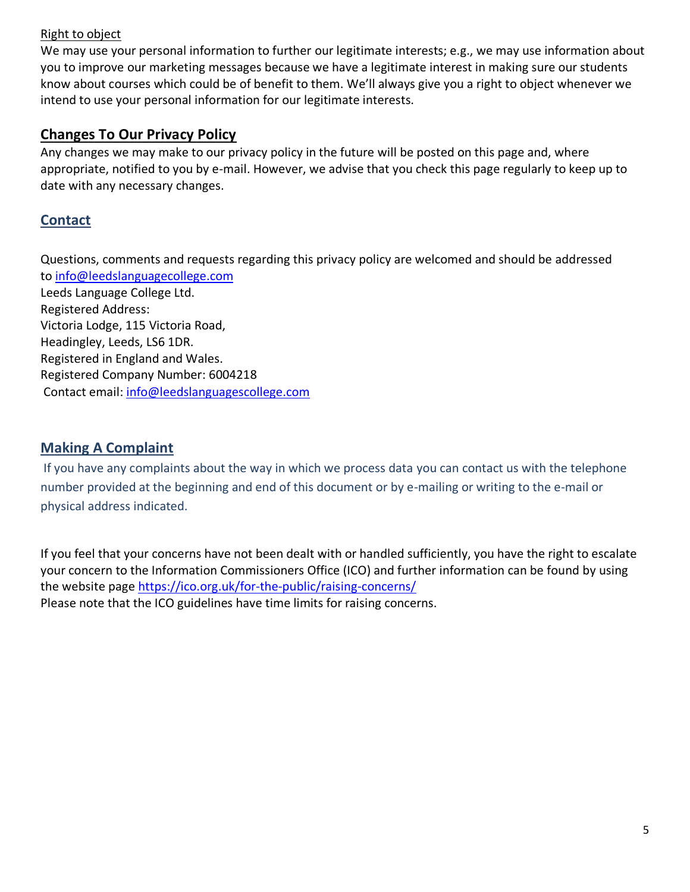Right to object

We may use your personal information to further our legitimate interests; e.g., we may use information about you to improve our marketing messages because we have a legitimate interest in making sure our students know about courses which could be of benefit to them. We'll always give you a right to object whenever we intend to use your personal information for our legitimate interests.

## Changes To Our Privacy Policy

Any changes we may make to our privacy policy in the future will be posted on this page and, where appropriate, notified to you by e-mail. However, we advise that you check this page regularly to keep up to date with any necessary changes.

## Contact

Questions, comments and requests regarding this privacy policy are welcomed and should be addressed to info@leedslanguagecollege.com
Leeds Language College Ltd.
Registered Address:
Victoria Lodge, 115 Victoria Road,
Headingley, Leeds, LS6 1DR.
Registered in England and Wales.
Registered Company Number: 6004218
Contact email: info@leedslanguagescollege.com

## Making A Complaint

If you have any complaints about the way in which we process data you can contact us with the telephone number provided at the beginning and end of this document or by e-mailing or writing to the e-mail or physical address indicated.

If you feel that your concerns have not been dealt with or handled sufficiently, you have the right to escalate your concern to the Information Commissioners Office (ICO) and further information can be found by using the website page https://ico.org.uk/for-the-public/raising-concerns/
Please note that the ICO guidelines have time limits for raising concerns.